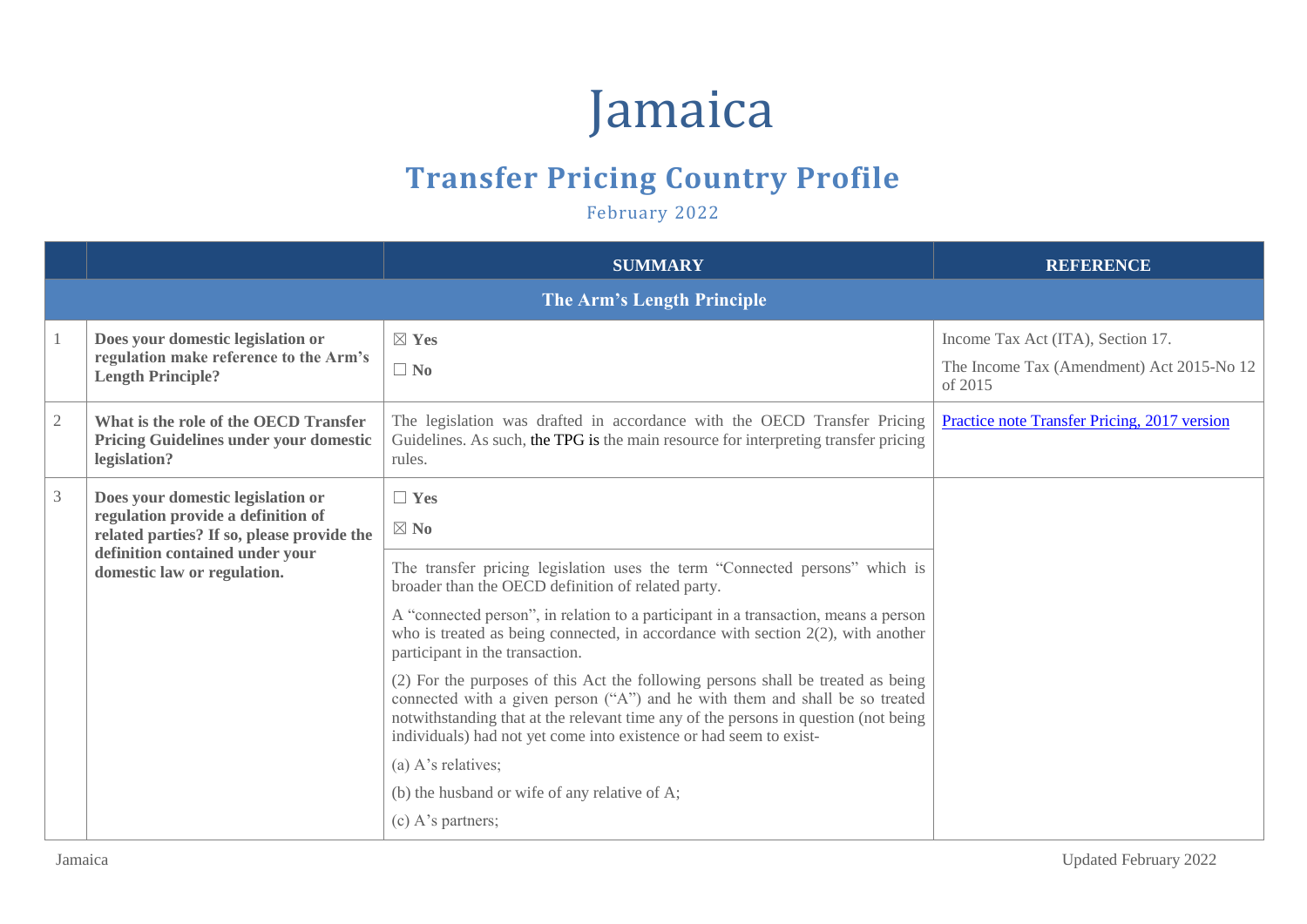# Jamaica

## Transfer Pricing Country Profile

February 2022

| | | SUMMARY | REFERENCE |
|---|---|---|---|
| **The Arm's Length Principle** | | | |
| 1 | **Does your domestic legislation or regulation make reference to the Arm's Length Principle?** | ☒ **Yes**<br>☐ **No** | Income Tax Act (ITA), Section 17.<br>The Income Tax (Amendment) Act 2015-No 12 of 2015 |
| 2 | **What is the role of the OECD Transfer Pricing Guidelines under your domestic legislation?** | The legislation was drafted in accordance with the OECD Transfer Pricing Guidelines. As such, the TPG is the main resource for interpreting transfer pricing rules. | [Practice note Transfer Pricing, 2017 version] |
| 3 | **Does your domestic legislation or regulation provide a definition of related parties? If so, please provide the definition contained under your domestic law or regulation.** | ☐ **Yes**<br>☒ **No**<br><br>The transfer pricing legislation uses the term "Connected persons" which is broader than the OECD definition of related party.<br>A "connected person", in relation to a participant in a transaction, means a person who is treated as being connected, in accordance with section 2(2), with another participant in the transaction.<br>(2) For the purposes of this Act the following persons shall be treated as being connected with a given person ("A") and he with them and shall be so treated notwithstanding that at the relevant time any of the persons in question (not being individuals) had not yet come into existence or had seem to exist-<br>(a) A's relatives;<br>(b) the husband or wife of any relative of A;<br>(c) A's partners; | |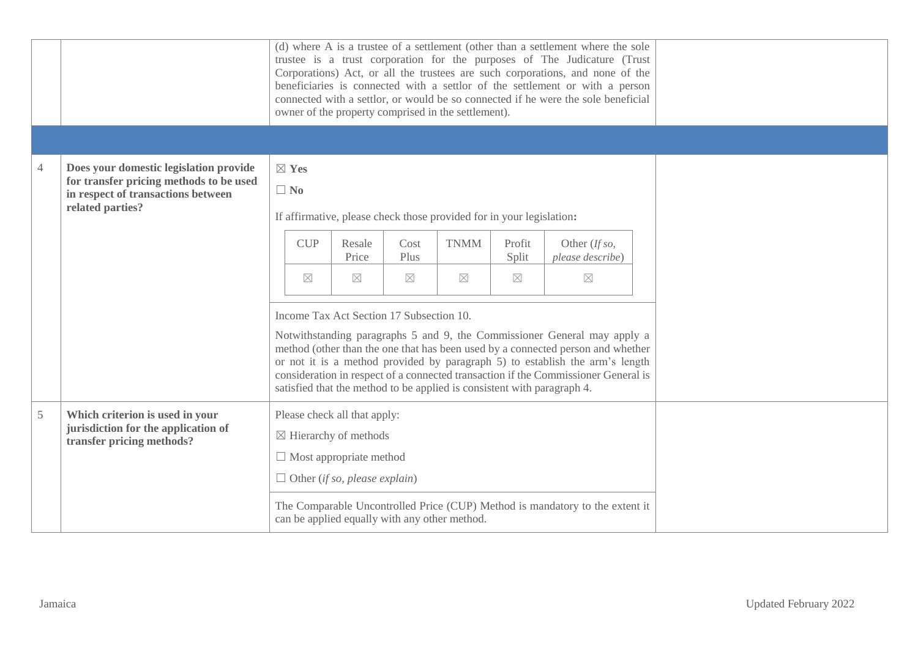| | | | |
|---|---|---|---|
| | | (d) where A is a trustee of a settlement (other than a settlement where the sole trustee is a trust corporation for the purposes of The Judicature (Trust Corporations) Act, or all the trustees are such corporations, and none of the beneficiaries is connected with a settlor of the settlement or with a person connected with a settlor, or would be so connected if he were the sole beneficial owner of the property comprised in the settlement). | |
| | | | |
| 4 | **Does your domestic legislation provide for transfer pricing methods to be used in respect of transactions between related parties?** | ☒ **Yes**<br><br>☐ **No**<br><br>If affirmative, please check those provided for in your legislation**:**<br><br>CUP ☒ / Resale Price ☒ / Cost Plus ☒ / TNMM ☒ / Profit Split ☒ / Other (*If so, please describe*) ☒<br><br>Income Tax Act Section 17 Subsection 10.<br><br>Notwithstanding paragraphs 5 and 9, the Commissioner General may apply a method (other than the one that has been used by a connected person and whether or not it is a method provided by paragraph 5) to establish the arm's length consideration in respect of a connected transaction if the Commissioner General is satisfied that the method to be applied is consistent with paragraph 4. | |
| 5 | **Which criterion is used in your jurisdiction for the application of transfer pricing methods?** | Please check all that apply:<br><br>☒ Hierarchy of methods<br><br>☐ Most appropriate method<br><br>☐ Other (*if so, please explain*)<br><br>The Comparable Uncontrolled Price (CUP) Method is mandatory to the extent it can be applied equally with any other method. | |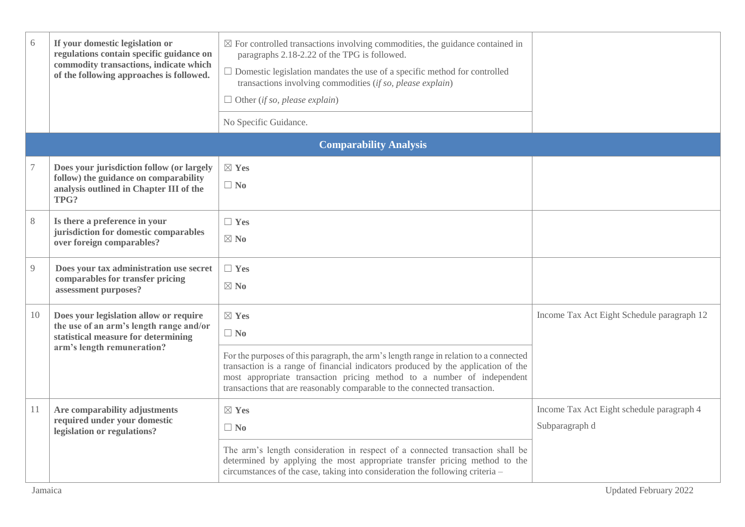| | | | |
|---|---|---|---|
| 6 | **If your domestic legislation or regulations contain specific guidance on commodity transactions, indicate which of the following approaches is followed.** | ☒ For controlled transactions involving commodities, the guidance contained in paragraphs 2.18-2.22 of the TPG is followed.<br>☐ Domestic legislation mandates the use of a specific method for controlled transactions involving commodities (*if so, please explain*)<br>☐ Other (*if so, please explain*)<br><br>No Specific Guidance. | |
| **Comparability Analysis** | | | |
| 7 | **Does your jurisdiction follow (or largely follow) the guidance on comparability analysis outlined in Chapter III of the TPG?** | ☒ **Yes**<br>☐ **No** | |
| 8 | **Is there a preference in your jurisdiction for domestic comparables over foreign comparables?** | ☐ **Yes**<br>☒ **No** | |
| 9 | **Does your tax administration use secret comparables for transfer pricing assessment purposes?** | ☐ **Yes**<br>☒ **No** | |
| 10 | **Does your legislation allow or require the use of an arm's length range and/or statistical measure for determining arm's length remuneration?** | ☒ **Yes**<br>☐ **No**<br><br>For the purposes of this paragraph, the arm's length range in relation to a connected transaction is a range of financial indicators produced by the application of the most appropriate transaction pricing method to a number of independent transactions that are reasonably comparable to the connected transaction. | Income Tax Act Eight Schedule paragraph 12 |
| 11 | **Are comparability adjustments required under your domestic legislation or regulations?** | ☒ **Yes**<br>☐ **No**<br><br>The arm's length consideration in respect of a connected transaction shall be determined by applying the most appropriate transfer pricing method to the circumstances of the case, taking into consideration the following criteria – | Income Tax Act Eight schedule paragraph 4<br>Subparagraph d |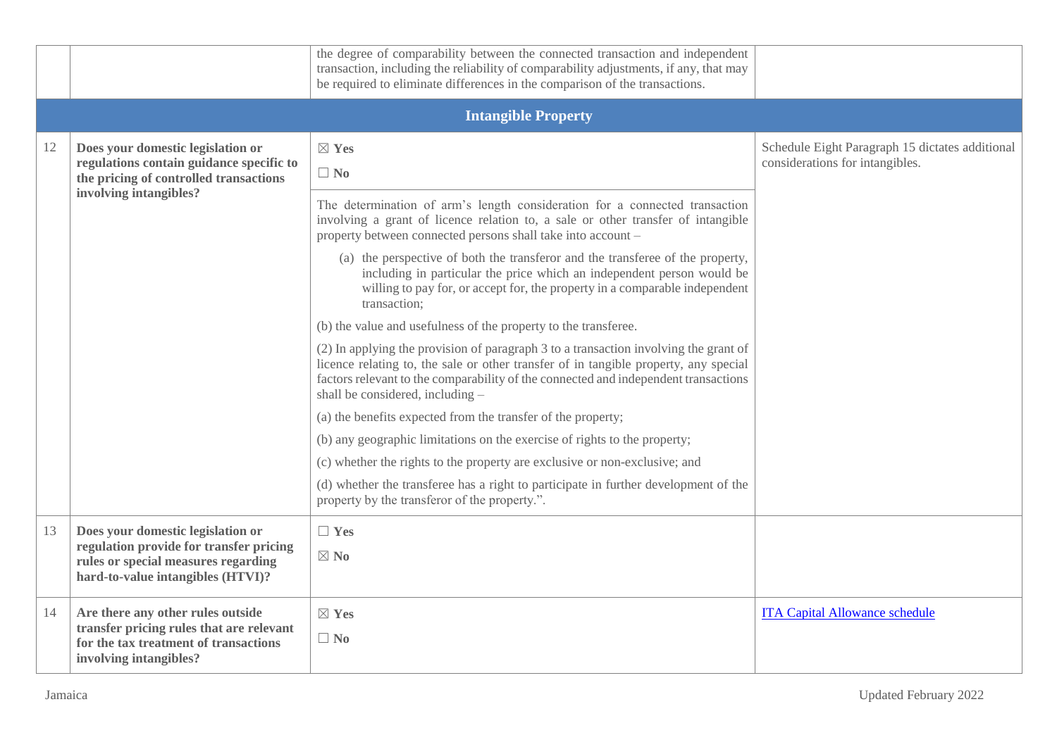| | | | |
|---|---|---|---|
| | | the degree of comparability between the connected transaction and independent transaction, including the reliability of comparability adjustments, if any, that may be required to eliminate differences in the comparison of the transactions. | |
| **Intangible Property** | | | |
| 12 | **Does your domestic legislation or regulations contain guidance specific to the pricing of controlled transactions involving intangibles?** | ☒ **Yes**<br>☐ **No**<br><br>The determination of arm's length consideration for a connected transaction involving a grant of licence relation to, a sale or other transfer of intangible property between connected persons shall take into account –<br>(a) the perspective of both the transferor and the transferee of the property, including in particular the price which an independent person would be willing to pay for, or accept for, the property in a comparable independent transaction;<br>(b) the value and usefulness of the property to the transferee.<br>(2) In applying the provision of paragraph 3 to a transaction involving the grant of licence relating to, the sale or other transfer of in tangible property, any special factors relevant to the comparability of the connected and independent transactions shall be considered, including –<br>(a) the benefits expected from the transfer of the property;<br>(b) any geographic limitations on the exercise of rights to the property;<br>(c) whether the rights to the property are exclusive or non-exclusive; and<br>(d) whether the transferee has a right to participate in further development of the property by the transferor of the property.". | Schedule Eight Paragraph 15 dictates additional considerations for intangibles. |
| 13 | **Does your domestic legislation or regulation provide for transfer pricing rules or special measures regarding hard-to-value intangibles (HTVI)?** | ☐ **Yes**<br>☒ **No** | |
| 14 | **Are there any other rules outside transfer pricing rules that are relevant for the tax treatment of transactions involving intangibles?** | ☒ **Yes**<br>☐ **No** | ITA Capital Allowance schedule |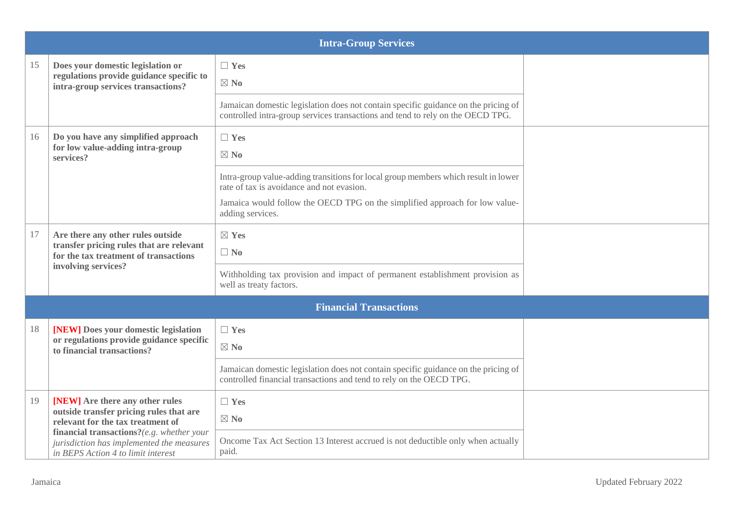| | Intra-Group Services | | |
|---|---|---|---|
| 15 | **Does your domestic legislation or regulations provide guidance specific to intra-group services transactions?** | ☐ **Yes**<br>☒ **No**<br><br>Jamaican domestic legislation does not contain specific guidance on the pricing of controlled intra-group services transactions and tend to rely on the OECD TPG. | |
| 16 | **Do you have any simplified approach for low value-adding intra-group services?** | ☐ **Yes**<br>☒ **No**<br><br>Intra-group value-adding transitions for local group members which result in lower rate of tax is avoidance and not evasion.<br><br>Jamaica would follow the OECD TPG on the simplified approach for low value-adding services. | |
| 17 | **Are there any other rules outside transfer pricing rules that are relevant for the tax treatment of transactions involving services?** | ☒ **Yes**<br>☐ **No**<br><br>Withholding tax provision and impact of permanent establishment provision as well as treaty factors. | |
| | **Financial Transactions** | | |
| 18 | **[NEW] Does your domestic legislation or regulations provide guidance specific to financial transactions?** | ☐ **Yes**<br>☒ **No**<br><br>Jamaican domestic legislation does not contain specific guidance on the pricing of controlled financial transactions and tend to rely on the OECD TPG. | |
| 19 | **[NEW] Are there any other rules outside transfer pricing rules that are relevant for the tax treatment of financial transactions?***(e.g. whether your jurisdiction has implemented the measures in BEPS Action 4 to limit interest* | ☐ **Yes**<br>☒ **No**<br><br>Oncome Tax Act Section 13 Interest accrued is not deductible only when actually paid. | |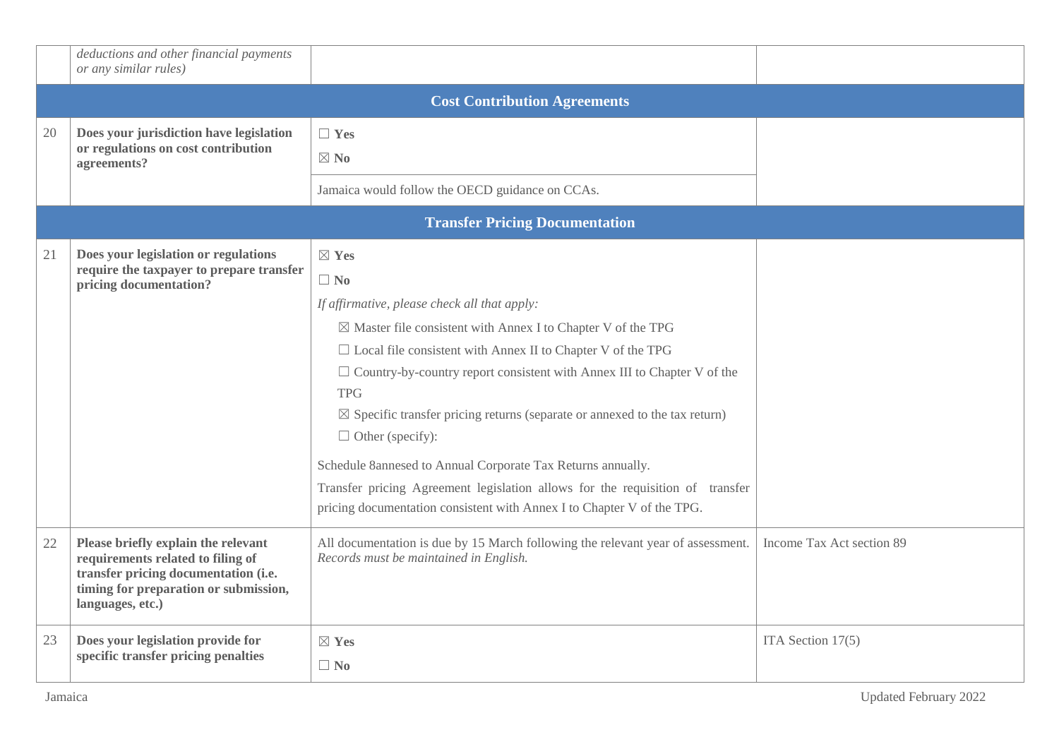| | | | |
|---|---|---|---|
| | *deductions and other financial payments or any similar rules)* | | |
| **Cost Contribution Agreements** | | | |
| 20 | **Does your jurisdiction have legislation or regulations on cost contribution agreements?** | ☐ **Yes**<br>☒ **No**<br><br>Jamaica would follow the OECD guidance on CCAs. | |
| **Transfer Pricing Documentation** | | | |
| 21 | **Does your legislation or regulations require the taxpayer to prepare transfer pricing documentation?** | ☒ **Yes**<br>☐ **No**<br>*If affirmative, please check all that apply:*<br>☒ Master file consistent with Annex I to Chapter V of the TPG<br>☐ Local file consistent with Annex II to Chapter V of the TPG<br>☐ Country-by-country report consistent with Annex III to Chapter V of the TPG<br>☒ Specific transfer pricing returns (separate or annexed to the tax return)<br>☐ Other (specify):<br><br>Schedule 8annesed to Annual Corporate Tax Returns annually.<br>Transfer pricing Agreement legislation allows for the requisition of transfer pricing documentation consistent with Annex I to Chapter V of the TPG. | |
| 22 | **Please briefly explain the relevant requirements related to filing of transfer pricing documentation (i.e. timing for preparation or submission, languages, etc.)** | All documentation is due by 15 March following the relevant year of assessment. *Records must be maintained in English.* | Income Tax Act section 89 |
| 23 | **Does your legislation provide for specific transfer pricing penalties** | ☒ **Yes**<br>☐ **No** | ITA Section 17(5) |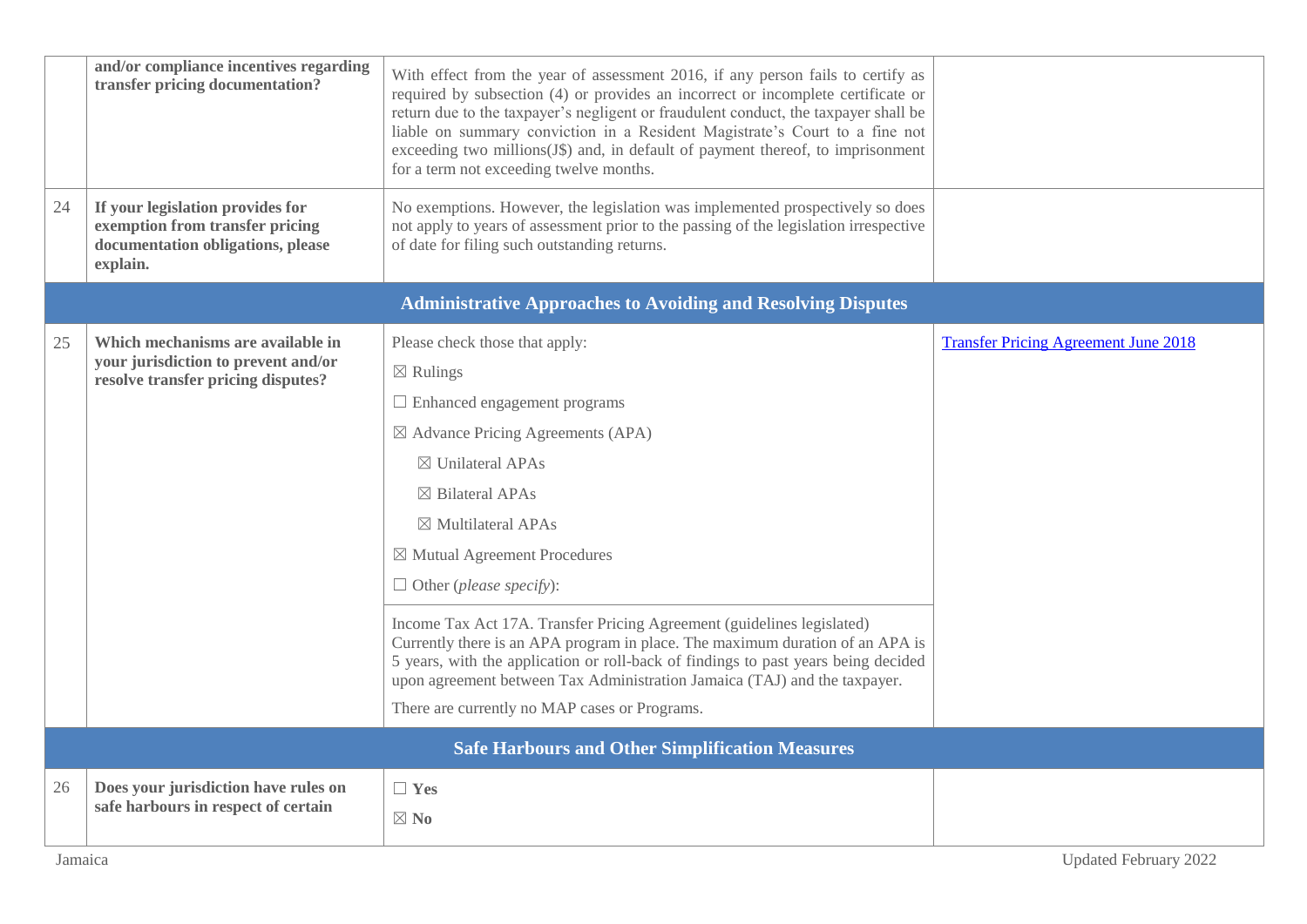| | | | |
|---|---|---|---|
| | **and/or compliance incentives regarding transfer pricing documentation?** | With effect from the year of assessment 2016, if any person fails to certify as required by subsection (4) or provides an incorrect or incomplete certificate or return due to the taxpayer's negligent or fraudulent conduct, the taxpayer shall be liable on summary conviction in a Resident Magistrate's Court to a fine not exceeding two millions(J$) and, in default of payment thereof, to imprisonment for a term not exceeding twelve months. | |
| 24 | **If your legislation provides for exemption from transfer pricing documentation obligations, please explain.** | No exemptions. However, the legislation was implemented prospectively so does not apply to years of assessment prior to the passing of the legislation irrespective of date for filing such outstanding returns. | |
| | **Administrative Approaches to Avoiding and Resolving Disputes** | | |
| 25 | **Which mechanisms are available in your jurisdiction to prevent and/or resolve transfer pricing disputes?** | Please check those that apply:<br>☒ Rulings<br>☐ Enhanced engagement programs<br>☒ Advance Pricing Agreements (APA)<br>☒ Unilateral APAs<br>☒ Bilateral APAs<br>☒ Multilateral APAs<br>☒ Mutual Agreement Procedures<br>☐ Other (*please specify*): | [Transfer Pricing Agreement June 2018] |
| | | Income Tax Act 17A. Transfer Pricing Agreement (guidelines legislated) Currently there is an APA program in place. The maximum duration of an APA is 5 years, with the application or roll-back of findings to past years being decided upon agreement between Tax Administration Jamaica (TAJ) and the taxpayer.<br>There are currently no MAP cases or Programs. | |
| | **Safe Harbours and Other Simplification Measures** | | |
| 26 | **Does your jurisdiction have rules on safe harbours in respect of certain** | ☐ **Yes**<br>☒ **No** | |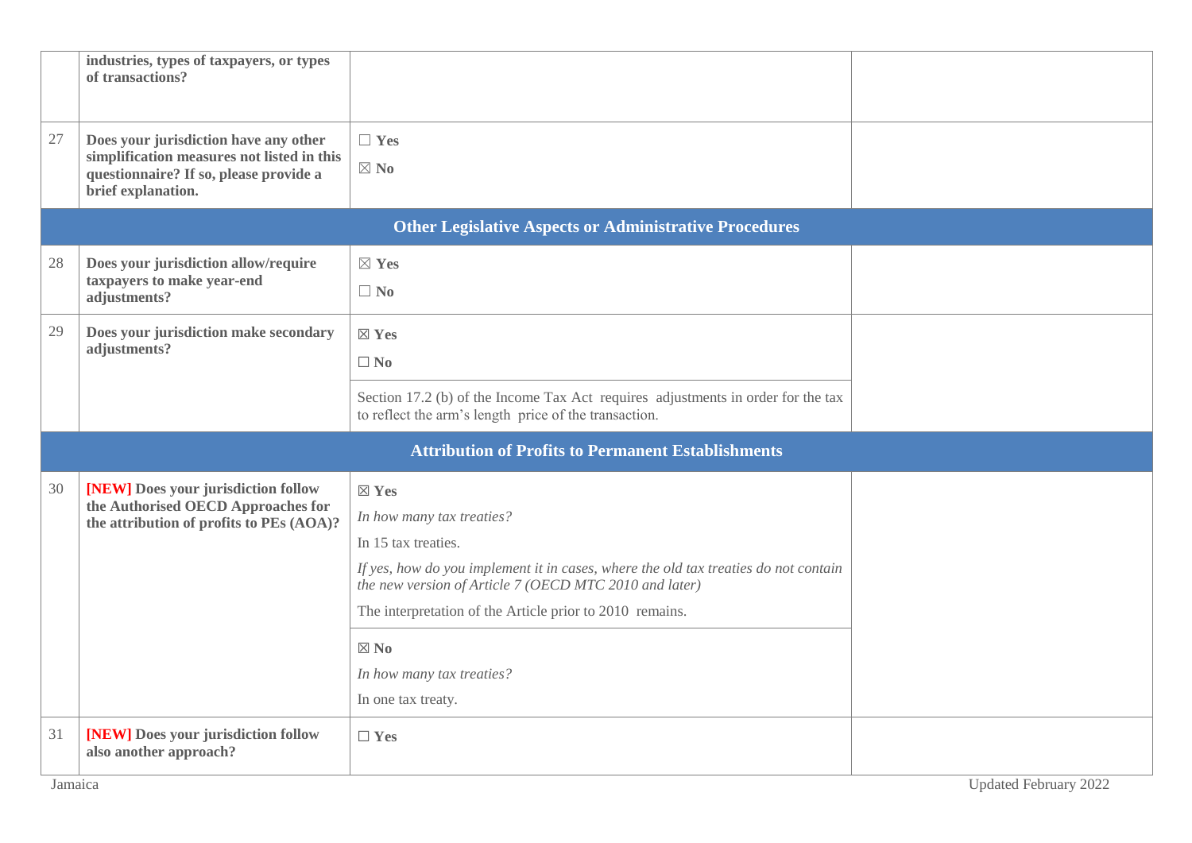| | | | |
|---|---|---|---|
| | **industries, types of taxpayers, or types of transactions?** | | |
| 27 | **Does your jurisdiction have any other simplification measures not listed in this questionnaire? If so, please provide a brief explanation.** | ☐ **Yes**<br>☒ **No** | |
| | **Other Legislative Aspects or Administrative Procedures** | | |
| 28 | **Does your jurisdiction allow/require taxpayers to make year-end adjustments?** | ☒ **Yes**<br>☐ **No** | |
| 29 | **Does your jurisdiction make secondary adjustments?** | ☒ **Yes**<br>☐ **No**<br><br>Section 17.2 (b) of the Income Tax Act requires adjustments in order for the tax to reflect the arm's length price of the transaction. | |
| | **Attribution of Profits to Permanent Establishments** | | |
| 30 | **[NEW] Does your jurisdiction follow the Authorised OECD Approaches for the attribution of profits to PEs (AOA)?** | ☒ **Yes**<br>*In how many tax treaties?*<br>In 15 tax treaties.<br>*If yes, how do you implement it in cases, where the old tax treaties do not contain the new version of Article 7 (OECD MTC 2010 and later)*<br>The interpretation of the Article prior to 2010 remains.<br><br>☒ **No**<br>*In how many tax treaties?*<br>In one tax treaty. | |
| 31 | **[NEW] Does your jurisdiction follow also another approach?** | ☐ **Yes** | |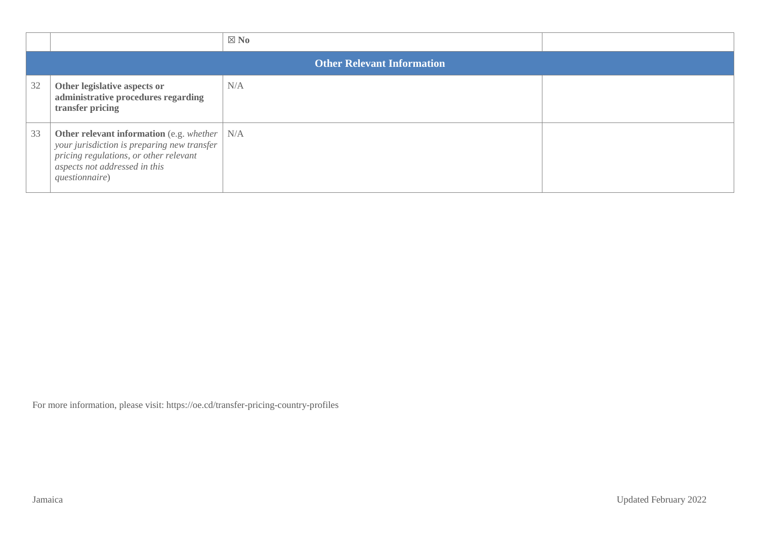| | | | |
|---|---|---|---|
| | | ☒ **No** | |
| **Other Relevant Information** | | | |
| 32 | **Other legislative aspects or administrative procedures regarding transfer pricing** | N/A | |
| 33 | **Other relevant information** (e.g. *whether your jurisdiction is preparing new transfer pricing regulations, or other relevant aspects not addressed in this questionnaire*) | N/A | |

For more information, please visit: https://oe.cd/transfer-pricing-country-profiles